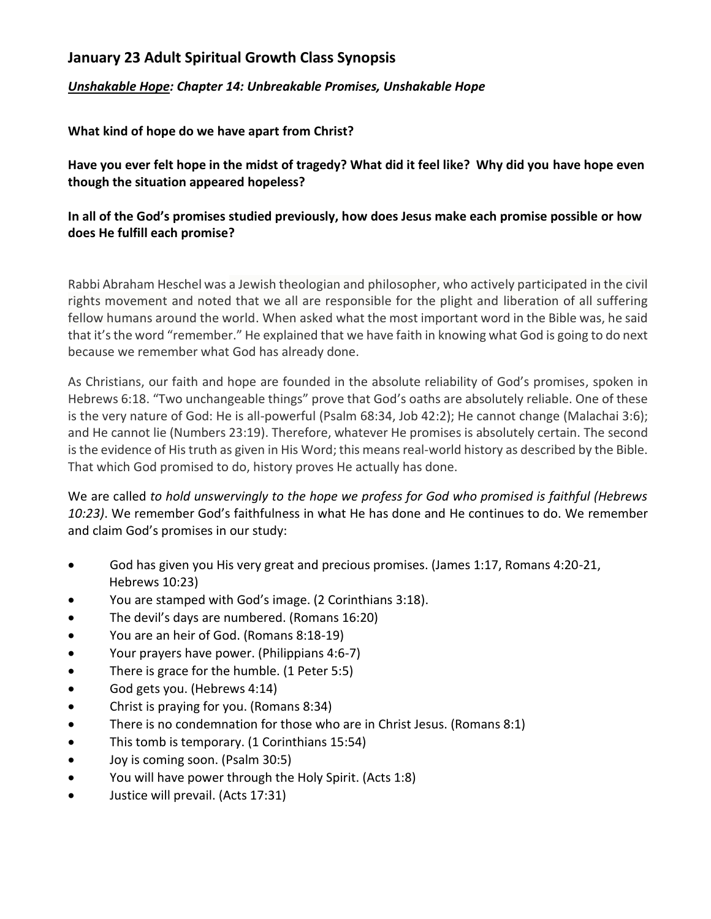## January 23 Adult Spiritual Growth Class Synopsis

***<u>Unshakable Hope</u>: Chapter 14: Unbreakable Promises, Unshakable Hope***

**What kind of hope do we have apart from Christ?**

**Have you ever felt hope in the midst of tragedy? What did it feel like? Why did you have hope even though the situation appeared hopeless?**

**In all of the God's promises studied previously, how does Jesus make each promise possible or how does He fulfill each promise?**

Rabbi Abraham Heschel was a Jewish theologian and philosopher, who actively participated in the civil rights movement and noted that we all are responsible for the plight and liberation of all suffering fellow humans around the world. When asked what the most important word in the Bible was, he said that it's the word "remember." He explained that we have faith in knowing what God is going to do next because we remember what God has already done.

As Christians, our faith and hope are founded in the absolute reliability of God's promises, spoken in Hebrews 6:18. "Two unchangeable things" prove that God's oaths are absolutely reliable. One of these is the very nature of God: He is all-powerful (Psalm 68:34, Job 42:2); He cannot change (Malachai 3:6); and He cannot lie (Numbers 23:19). Therefore, whatever He promises is absolutely certain. The second is the evidence of His truth as given in His Word; this means real-world history as described by the Bible. That which God promised to do, history proves He actually has done.

We are called *to hold unswervingly to the hope we profess for God who promised is faithful (Hebrews 10:23)*. We remember God's faithfulness in what He has done and He continues to do. We remember and claim God's promises in our study:

- God has given you His very great and precious promises. (James 1:17, Romans 4:20-21, Hebrews 10:23)
- You are stamped with God's image. (2 Corinthians 3:18).
- The devil's days are numbered. (Romans 16:20)
- You are an heir of God. (Romans 8:18-19)
- Your prayers have power. (Philippians 4:6-7)
- There is grace for the humble. (1 Peter 5:5)
- God gets you. (Hebrews 4:14)
- Christ is praying for you. (Romans 8:34)
- There is no condemnation for those who are in Christ Jesus. (Romans 8:1)
- This tomb is temporary. (1 Corinthians 15:54)
- Joy is coming soon. (Psalm 30:5)
- You will have power through the Holy Spirit. (Acts 1:8)
- Justice will prevail. (Acts 17:31)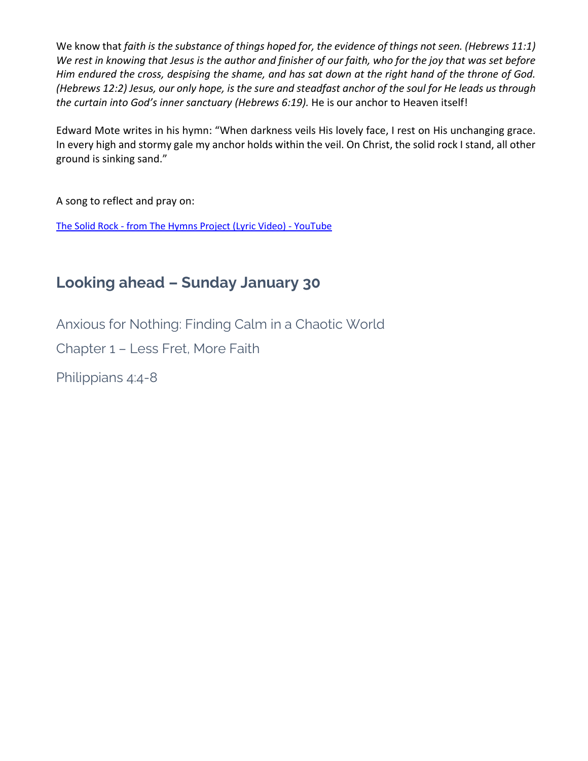We know that *faith is the substance of things hoped for, the evidence of things not seen. (Hebrews 11:1) We rest in knowing that Jesus is the author and finisher of our faith, who for the joy that was set before Him endured the cross, despising the shame, and has sat down at the right hand of the throne of God. (Hebrews 12:2) Jesus, our only hope, is the sure and steadfast anchor of the soul for He leads us through the curtain into God's inner sanctuary (Hebrews 6:19).* He is our anchor to Heaven itself!

Edward Mote writes in his hymn: "When darkness veils His lovely face, I rest on His unchanging grace. In every high and stormy gale my anchor holds within the veil. On Christ, the solid rock I stand, all other ground is sinking sand."

A song to reflect and pray on:

The Solid Rock - from The Hymns Project (Lyric Video) - YouTube

## Looking ahead – Sunday January 30

Anxious for Nothing: Finding Calm in a Chaotic World

Chapter 1 – Less Fret, More Faith

Philippians 4:4-8